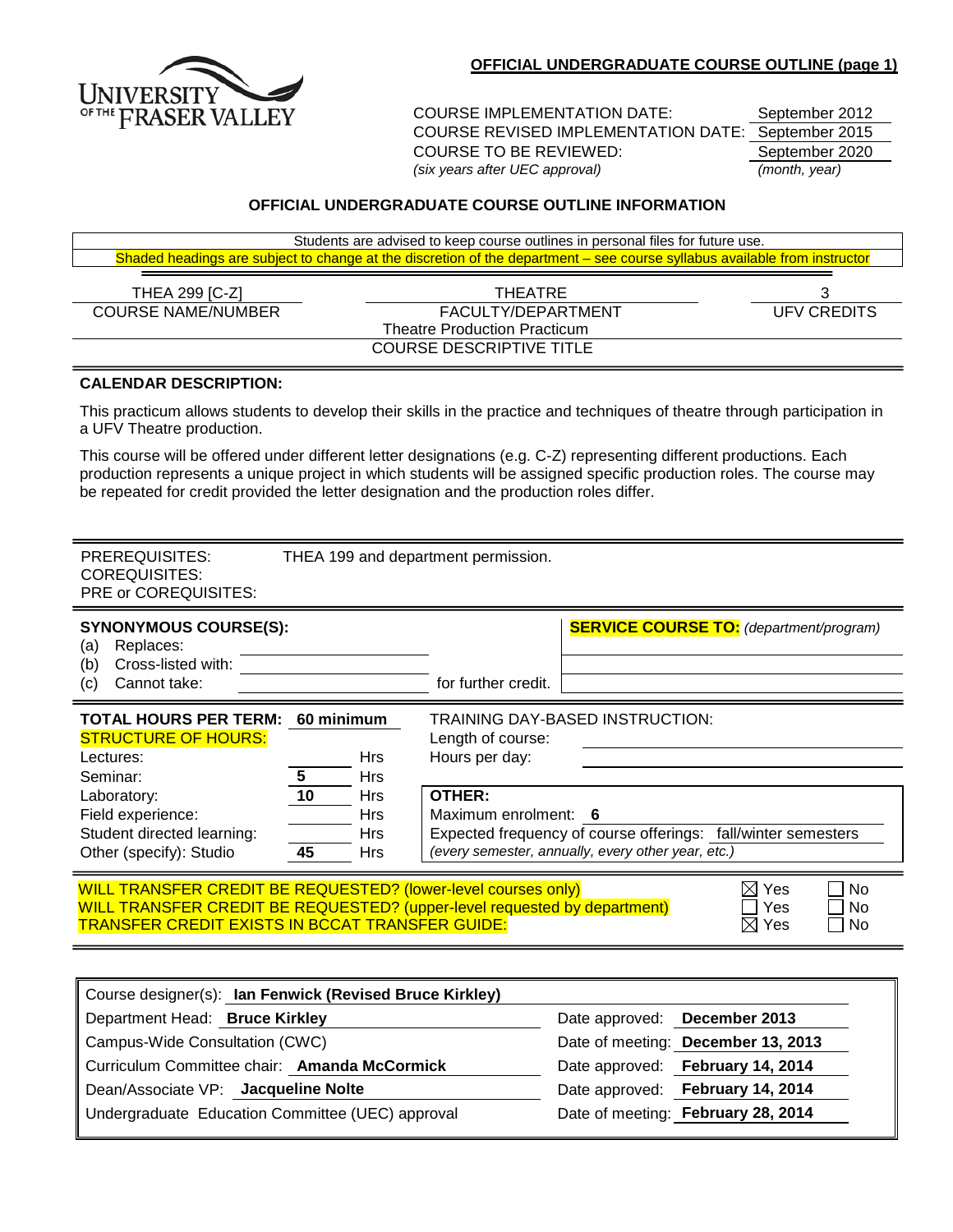**OFFICIAL UNDERGRADUATE COURSE OUTLINE (page 1)**

University of the Fraser Valley

| | |
|---|---|
| COURSE IMPLEMENTATION DATE: | September 2012 |
| COURSE REVISED IMPLEMENTATION DATE: | September 2015 |
| COURSE TO BE REVIEWED: | September 2020 |
| *(six years after UEC approval)* | *(month, year)* |

## OFFICIAL UNDERGRADUATE COURSE OUTLINE INFORMATION

Students are advised to keep course outlines in personal files for future use.

Shaded headings are subject to change at the discretion of the department – see course syllabus available from instructor

| COURSE NAME/NUMBER | FACULTY/DEPARTMENT | UFV CREDITS |
|---|---|---|
| THEA 299 [C-Z] | THEATRE | 3 |

**COURSE DESCRIPTIVE TITLE:** Theatre Production Practicum

### CALENDAR DESCRIPTION:

This practicum allows students to develop their skills in the practice and techniques of theatre through participation in a UFV Theatre production.

This course will be offered under different letter designations (e.g. C-Z) representing different productions. Each production represents a unique project in which students will be assigned specific production roles. The course may be repeated for credit provided the letter designation and the production roles differ.

PREREQUISITES: THEA 199 and department permission.
COREQUISITES:
PRE or COREQUISITES:

**SYNONYMOUS COURSE(S):**
(a) Replaces:
(b) Cross-listed with:
(c) Cannot take: for further credit.

**SERVICE COURSE TO:** *(department/program)*

**TOTAL HOURS PER TERM:** **60 minimum**

**STRUCTURE OF HOURS:**

| | | |
|---|---|---|
| Lectures: | | Hrs |
| Seminar: | 5 | Hrs |
| Laboratory: | 10 | Hrs |
| Field experience: | | Hrs |
| Student directed learning: | | Hrs |
| Other (specify): Studio | 45 | Hrs |

TRAINING DAY-BASED INSTRUCTION:
Length of course:
Hours per day:

**OTHER:**
Maximum enrolment: **6**
Expected frequency of course offerings: fall/winter semesters
*(every semester, annually, every other year, etc.)*

| | Yes | No |
|---|---|---|
| WILL TRANSFER CREDIT BE REQUESTED? (lower-level courses only) | ☒ | ☐ |
| WILL TRANSFER CREDIT BE REQUESTED? (upper-level requested by department) | ☐ | ☐ |
| TRANSFER CREDIT EXISTS IN BCCAT TRANSFER GUIDE: | ☒ | ☐ |

| | |
|---|---|
| Course designer(s): **Ian Fenwick (Revised Bruce Kirkley)** | |
| Department Head: **Bruce Kirkley** | Date approved: **December 2013** |
| Campus-Wide Consultation (CWC) | Date of meeting: **December 13, 2013** |
| Curriculum Committee chair: **Amanda McCormick** | Date approved: **February 14, 2014** |
| Dean/Associate VP: **Jacqueline Nolte** | Date approved: **February 14, 2014** |
| Undergraduate Education Committee (UEC) approval | Date of meeting: **February 28, 2014** |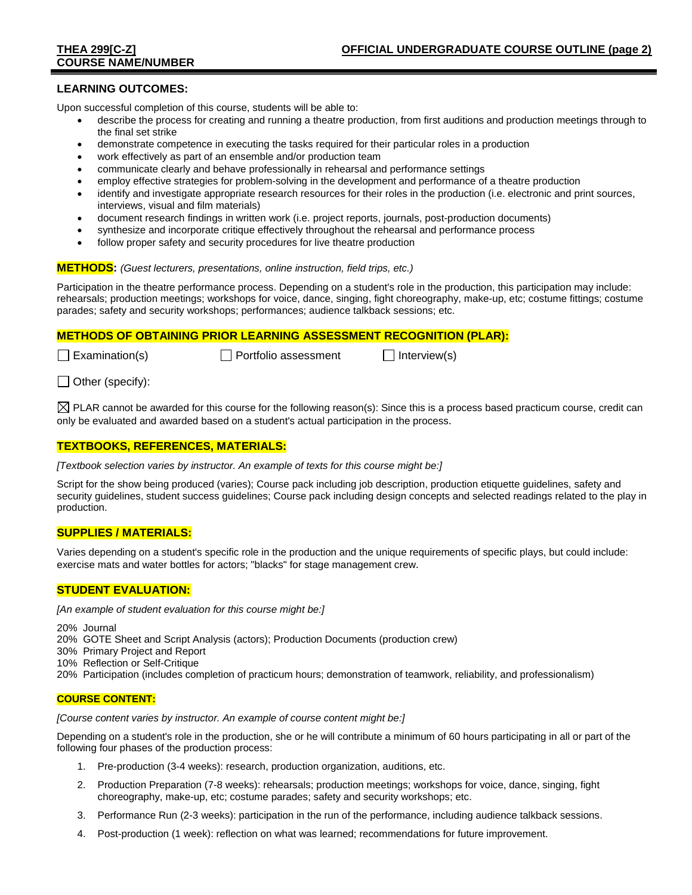## LEARNING OUTCOMES:

Upon successful completion of this course, students will be able to:

- describe the process for creating and running a theatre production, from first auditions and production meetings through to the final set strike
- demonstrate competence in executing the tasks required for their particular roles in a production
- work effectively as part of an ensemble and/or production team
- communicate clearly and behave professionally in rehearsal and performance settings
- employ effective strategies for problem-solving in the development and performance of a theatre production
- identify and investigate appropriate research resources for their roles in the production (i.e. electronic and print sources, interviews, visual and film materials)
- document research findings in written work (i.e. project reports, journals, post-production documents)
- synthesize and incorporate critique effectively throughout the rehearsal and performance process
- follow proper safety and security procedures for live theatre production

**METHODS:** *(Guest lecturers, presentations, online instruction, field trips, etc.)*

Participation in the theatre performance process. Depending on a student's role in the production, this participation may include: rehearsals; production meetings; workshops for voice, dance, singing, fight choreography, make-up, etc; costume fittings; costume parades; safety and security workshops; performances; audience talkback sessions; etc.

## METHODS OF OBTAINING PRIOR LEARNING ASSESSMENT RECOGNITION (PLAR):

☐ Examination(s) ☐ Portfolio assessment ☐ Interview(s)

☐ Other (specify):

☒ PLAR cannot be awarded for this course for the following reason(s): Since this is a process based practicum course, credit can only be evaluated and awarded based on a student's actual participation in the process.

## TEXTBOOKS, REFERENCES, MATERIALS:

*[Textbook selection varies by instructor. An example of texts for this course might be:]*

Script for the show being produced (varies); Course pack including job description, production etiquette guidelines, safety and security guidelines, student success guidelines; Course pack including design concepts and selected readings related to the play in production.

## SUPPLIES / MATERIALS:

Varies depending on a student's specific role in the production and the unique requirements of specific plays, but could include: exercise mats and water bottles for actors; "blacks" for stage management crew.

## STUDENT EVALUATION:

*[An example of student evaluation for this course might be:]*

20% Journal
20% GOTE Sheet and Script Analysis (actors); Production Documents (production crew)
30% Primary Project and Report
10% Reflection or Self-Critique
20% Participation (includes completion of practicum hours; demonstration of teamwork, reliability, and professionalism)

## COURSE CONTENT:

*[Course content varies by instructor. An example of course content might be:]*

Depending on a student's role in the production, she or he will contribute a minimum of 60 hours participating in all or part of the following four phases of the production process:

1. Pre-production (3-4 weeks): research, production organization, auditions, etc.
2. Production Preparation (7-8 weeks): rehearsals; production meetings; workshops for voice, dance, singing, fight choreography, make-up, etc; costume parades; safety and security workshops; etc.
3. Performance Run (2-3 weeks): participation in the run of the performance, including audience talkback sessions.
4. Post-production (1 week): reflection on what was learned; recommendations for future improvement.